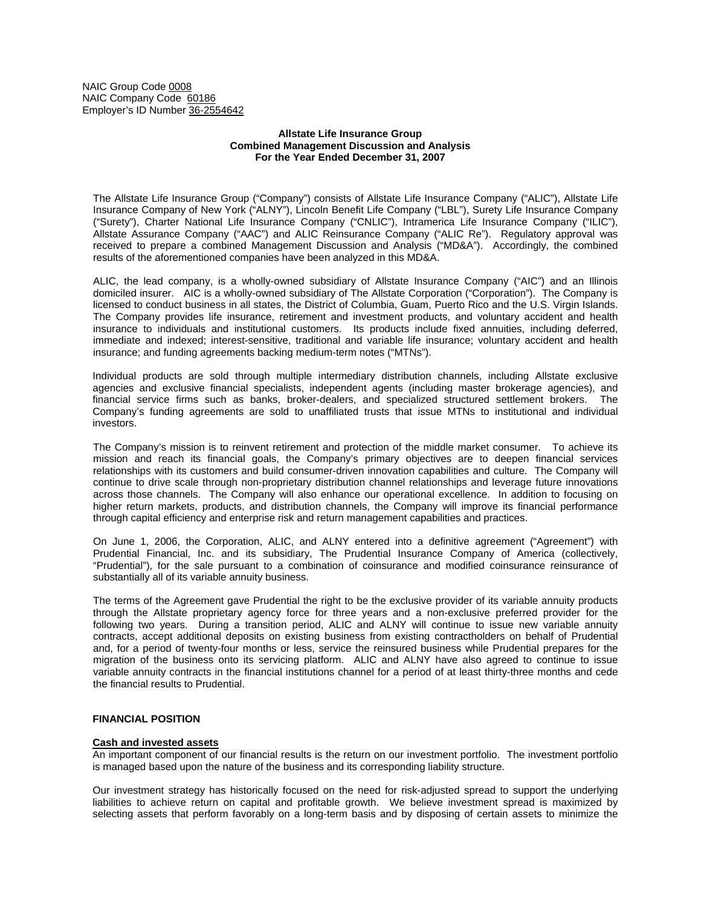NAIC Group Code 0008
NAIC Company Code 60186
Employer's ID Number 36-2554642

**Allstate Life Insurance Group**
**Combined Management Discussion and Analysis**
**For the Year Ended December 31, 2007**

The Allstate Life Insurance Group ("Company") consists of Allstate Life Insurance Company ("ALIC"), Allstate Life Insurance Company of New York ("ALNY"), Lincoln Benefit Life Company ("LBL"), Surety Life Insurance Company ("Surety"), Charter National Life Insurance Company ("CNLIC"), Intramerica Life Insurance Company ("ILIC"), Allstate Assurance Company ("AAC") and ALIC Reinsurance Company ("ALIC Re"). Regulatory approval was received to prepare a combined Management Discussion and Analysis ("MD&A"). Accordingly, the combined results of the aforementioned companies have been analyzed in this MD&A.

ALIC, the lead company, is a wholly-owned subsidiary of Allstate Insurance Company ("AIC") and an Illinois domiciled insurer. AIC is a wholly-owned subsidiary of The Allstate Corporation ("Corporation"). The Company is licensed to conduct business in all states, the District of Columbia, Guam, Puerto Rico and the U.S. Virgin Islands. The Company provides life insurance, retirement and investment products, and voluntary accident and health insurance to individuals and institutional customers. Its products include fixed annuities, including deferred, immediate and indexed; interest-sensitive, traditional and variable life insurance; voluntary accident and health insurance; and funding agreements backing medium-term notes ("MTNs").

Individual products are sold through multiple intermediary distribution channels, including Allstate exclusive agencies and exclusive financial specialists, independent agents (including master brokerage agencies), and financial service firms such as banks, broker-dealers, and specialized structured settlement brokers. The Company's funding agreements are sold to unaffiliated trusts that issue MTNs to institutional and individual investors.

The Company's mission is to reinvent retirement and protection of the middle market consumer. To achieve its mission and reach its financial goals, the Company's primary objectives are to deepen financial services relationships with its customers and build consumer-driven innovation capabilities and culture. The Company will continue to drive scale through non-proprietary distribution channel relationships and leverage future innovations across those channels. The Company will also enhance our operational excellence. In addition to focusing on higher return markets, products, and distribution channels, the Company will improve its financial performance through capital efficiency and enterprise risk and return management capabilities and practices.

On June 1, 2006, the Corporation, ALIC, and ALNY entered into a definitive agreement ("Agreement") with Prudential Financial, Inc. and its subsidiary, The Prudential Insurance Company of America (collectively, "Prudential"), for the sale pursuant to a combination of coinsurance and modified coinsurance reinsurance of substantially all of its variable annuity business.

The terms of the Agreement gave Prudential the right to be the exclusive provider of its variable annuity products through the Allstate proprietary agency force for three years and a non-exclusive preferred provider for the following two years. During a transition period, ALIC and ALNY will continue to issue new variable annuity contracts, accept additional deposits on existing business from existing contractholders on behalf of Prudential and, for a period of twenty-four months or less, service the reinsured business while Prudential prepares for the migration of the business onto its servicing platform. ALIC and ALNY have also agreed to continue to issue variable annuity contracts in the financial institutions channel for a period of at least thirty-three months and cede the financial results to Prudential.

## FINANCIAL POSITION

### Cash and invested assets

An important component of our financial results is the return on our investment portfolio. The investment portfolio is managed based upon the nature of the business and its corresponding liability structure.

Our investment strategy has historically focused on the need for risk-adjusted spread to support the underlying liabilities to achieve return on capital and profitable growth. We believe investment spread is maximized by selecting assets that perform favorably on a long-term basis and by disposing of certain assets to minimize the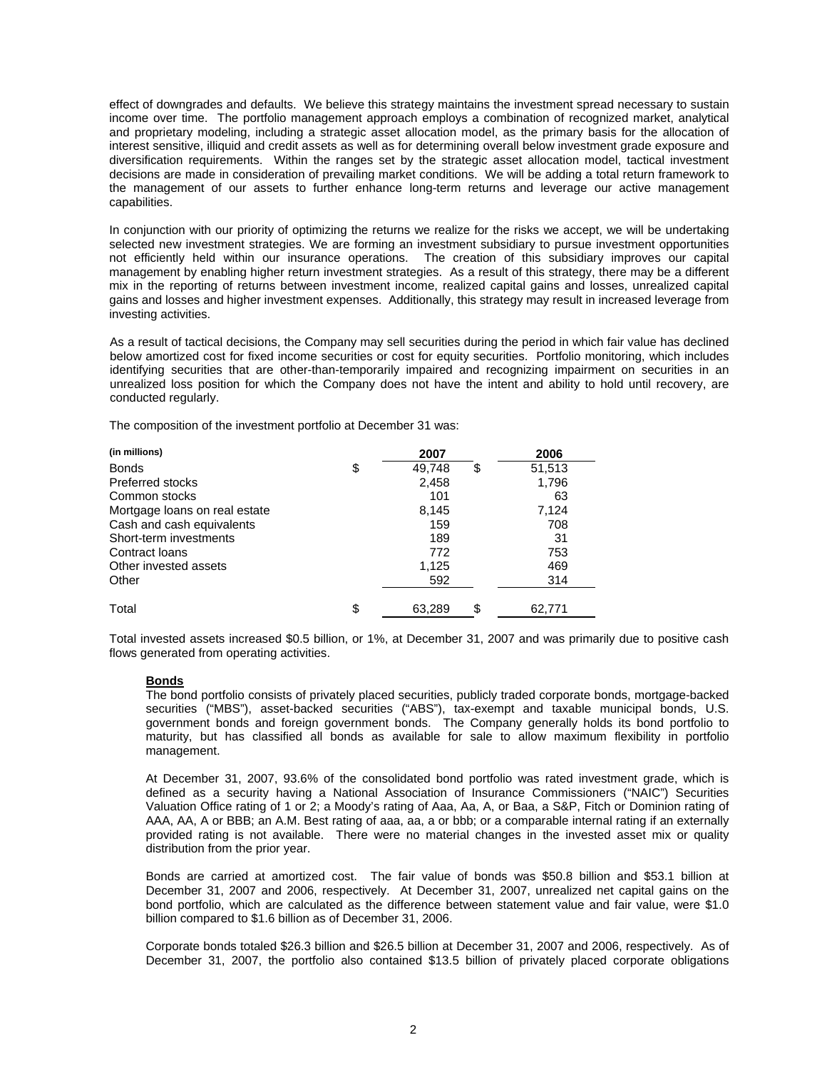effect of downgrades and defaults. We believe this strategy maintains the investment spread necessary to sustain income over time. The portfolio management approach employs a combination of recognized market, analytical and proprietary modeling, including a strategic asset allocation model, as the primary basis for the allocation of interest sensitive, illiquid and credit assets as well as for determining overall below investment grade exposure and diversification requirements. Within the ranges set by the strategic asset allocation model, tactical investment decisions are made in consideration of prevailing market conditions. We will be adding a total return framework to the management of our assets to further enhance long-term returns and leverage our active management capabilities.

In conjunction with our priority of optimizing the returns we realize for the risks we accept, we will be undertaking selected new investment strategies. We are forming an investment subsidiary to pursue investment opportunities not efficiently held within our insurance operations. The creation of this subsidiary improves our capital management by enabling higher return investment strategies. As a result of this strategy, there may be a different mix in the reporting of returns between investment income, realized capital gains and losses, unrealized capital gains and losses and higher investment expenses. Additionally, this strategy may result in increased leverage from investing activities.

As a result of tactical decisions, the Company may sell securities during the period in which fair value has declined below amortized cost for fixed income securities or cost for equity securities. Portfolio monitoring, which includes identifying securities that are other-than-temporarily impaired and recognizing impairment on securities in an unrealized loss position for which the Company does not have the intent and ability to hold until recovery, are conducted regularly.

The composition of the investment portfolio at December 31 was:

| (in millions) | 2007 | 2006 |
|---|---|---|
| Bonds | $ 49,748 | $ 51,513 |
| Preferred stocks | 2,458 | 1,796 |
| Common stocks | 101 | 63 |
| Mortgage loans on real estate | 8,145 | 7,124 |
| Cash and cash equivalents | 159 | 708 |
| Short-term investments | 189 | 31 |
| Contract loans | 772 | 753 |
| Other invested assets | 1,125 | 469 |
| Other | 592 | 314 |
| Total | $ 63,289 | $ 62,771 |

Total invested assets increased $0.5 billion, or 1%, at December 31, 2007 and was primarily due to positive cash flows generated from operating activities.

**Bonds**

The bond portfolio consists of privately placed securities, publicly traded corporate bonds, mortgage-backed securities ("MBS"), asset-backed securities ("ABS"), tax-exempt and taxable municipal bonds, U.S. government bonds and foreign government bonds. The Company generally holds its bond portfolio to maturity, but has classified all bonds as available for sale to allow maximum flexibility in portfolio management.

At December 31, 2007, 93.6% of the consolidated bond portfolio was rated investment grade, which is defined as a security having a National Association of Insurance Commissioners ("NAIC") Securities Valuation Office rating of 1 or 2; a Moody's rating of Aaa, Aa, A, or Baa, a S&P, Fitch or Dominion rating of AAA, AA, A or BBB; an A.M. Best rating of aaa, aa, a or bbb; or a comparable internal rating if an externally provided rating is not available. There were no material changes in the invested asset mix or quality distribution from the prior year.

Bonds are carried at amortized cost. The fair value of bonds was $50.8 billion and $53.1 billion at December 31, 2007 and 2006, respectively. At December 31, 2007, unrealized net capital gains on the bond portfolio, which are calculated as the difference between statement value and fair value, were $1.0 billion compared to $1.6 billion as of December 31, 2006.

Corporate bonds totaled $26.3 billion and $26.5 billion at December 31, 2007 and 2006, respectively. As of December 31, 2007, the portfolio also contained $13.5 billion of privately placed corporate obligations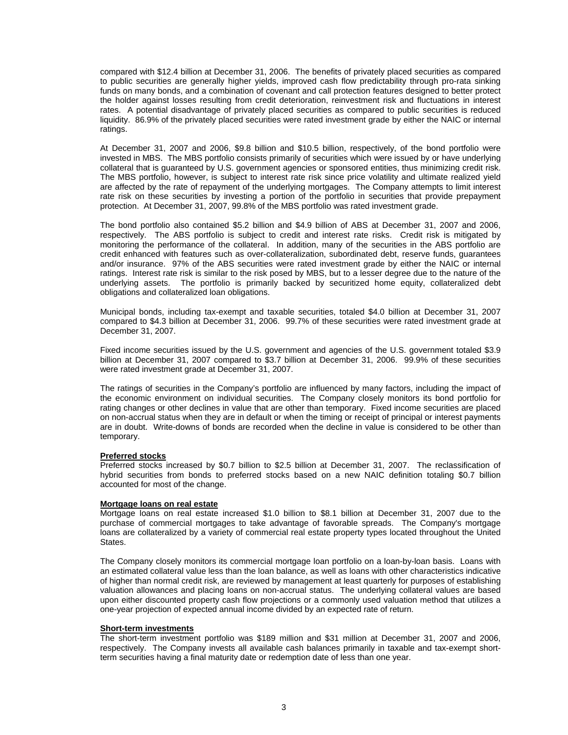compared with $12.4 billion at December 31, 2006. The benefits of privately placed securities as compared to public securities are generally higher yields, improved cash flow predictability through pro-rata sinking funds on many bonds, and a combination of covenant and call protection features designed to better protect the holder against losses resulting from credit deterioration, reinvestment risk and fluctuations in interest rates. A potential disadvantage of privately placed securities as compared to public securities is reduced liquidity. 86.9% of the privately placed securities were rated investment grade by either the NAIC or internal ratings.

At December 31, 2007 and 2006, $9.8 billion and $10.5 billion, respectively, of the bond portfolio were invested in MBS. The MBS portfolio consists primarily of securities which were issued by or have underlying collateral that is guaranteed by U.S. government agencies or sponsored entities, thus minimizing credit risk. The MBS portfolio, however, is subject to interest rate risk since price volatility and ultimate realized yield are affected by the rate of repayment of the underlying mortgages. The Company attempts to limit interest rate risk on these securities by investing a portion of the portfolio in securities that provide prepayment protection. At December 31, 2007, 99.8% of the MBS portfolio was rated investment grade.

The bond portfolio also contained $5.2 billion and $4.9 billion of ABS at December 31, 2007 and 2006, respectively. The ABS portfolio is subject to credit and interest rate risks. Credit risk is mitigated by monitoring the performance of the collateral. In addition, many of the securities in the ABS portfolio are credit enhanced with features such as over-collateralization, subordinated debt, reserve funds, guarantees and/or insurance. 97% of the ABS securities were rated investment grade by either the NAIC or internal ratings. Interest rate risk is similar to the risk posed by MBS, but to a lesser degree due to the nature of the underlying assets. The portfolio is primarily backed by securitized home equity, collateralized debt obligations and collateralized loan obligations.

Municipal bonds, including tax-exempt and taxable securities, totaled $4.0 billion at December 31, 2007 compared to $4.3 billion at December 31, 2006. 99.7% of these securities were rated investment grade at December 31, 2007.

Fixed income securities issued by the U.S. government and agencies of the U.S. government totaled $3.9 billion at December 31, 2007 compared to $3.7 billion at December 31, 2006. 99.9% of these securities were rated investment grade at December 31, 2007.

The ratings of securities in the Company's portfolio are influenced by many factors, including the impact of the economic environment on individual securities. The Company closely monitors its bond portfolio for rating changes or other declines in value that are other than temporary. Fixed income securities are placed on non-accrual status when they are in default or when the timing or receipt of principal or interest payments are in doubt. Write-downs of bonds are recorded when the decline in value is considered to be other than temporary.

**Preferred stocks**

Preferred stocks increased by $0.7 billion to $2.5 billion at December 31, 2007. The reclassification of hybrid securities from bonds to preferred stocks based on a new NAIC definition totaling $0.7 billion accounted for most of the change.

**Mortgage loans on real estate**

Mortgage loans on real estate increased $1.0 billion to $8.1 billion at December 31, 2007 due to the purchase of commercial mortgages to take advantage of favorable spreads. The Company's mortgage loans are collateralized by a variety of commercial real estate property types located throughout the United States.

The Company closely monitors its commercial mortgage loan portfolio on a loan-by-loan basis. Loans with an estimated collateral value less than the loan balance, as well as loans with other characteristics indicative of higher than normal credit risk, are reviewed by management at least quarterly for purposes of establishing valuation allowances and placing loans on non-accrual status. The underlying collateral values are based upon either discounted property cash flow projections or a commonly used valuation method that utilizes a one-year projection of expected annual income divided by an expected rate of return.

**Short-term investments**

The short-term investment portfolio was $189 million and $31 million at December 31, 2007 and 2006, respectively. The Company invests all available cash balances primarily in taxable and tax-exempt short-term securities having a final maturity date or redemption date of less than one year.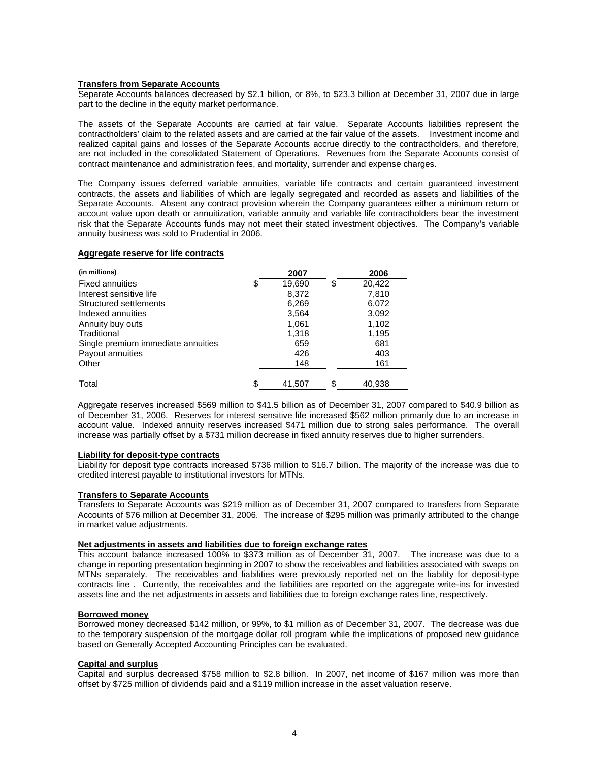**Transfers from Separate Accounts**

Separate Accounts balances decreased by $2.1 billion, or 8%, to $23.3 billion at December 31, 2007 due in large part to the decline in the equity market performance.

The assets of the Separate Accounts are carried at fair value. Separate Accounts liabilities represent the contractholders' claim to the related assets and are carried at the fair value of the assets. Investment income and realized capital gains and losses of the Separate Accounts accrue directly to the contractholders, and therefore, are not included in the consolidated Statement of Operations. Revenues from the Separate Accounts consist of contract maintenance and administration fees, and mortality, surrender and expense charges.

The Company issues deferred variable annuities, variable life contracts and certain guaranteed investment contracts, the assets and liabilities of which are legally segregated and recorded as assets and liabilities of the Separate Accounts. Absent any contract provision wherein the Company guarantees either a minimum return or account value upon death or annuitization, variable annuity and variable life contractholders bear the investment risk that the Separate Accounts funds may not meet their stated investment objectives. The Company's variable annuity business was sold to Prudential in 2006.

**Aggregate reserve for life contracts**

| (in millions) | 2007 | 2006 |
|---|---|---|
| Fixed annuities | $ 19,690 | $ 20,422 |
| Interest sensitive life | 8,372 | 7,810 |
| Structured settlements | 6,269 | 6,072 |
| Indexed annuities | 3,564 | 3,092 |
| Annuity buy outs | 1,061 | 1,102 |
| Traditional | 1,318 | 1,195 |
| Single premium immediate annuities | 659 | 681 |
| Payout annuities | 426 | 403 |
| Other | 148 | 161 |
| Total | $ 41,507 | $ 40,938 |

Aggregate reserves increased $569 million to $41.5 billion as of December 31, 2007 compared to $40.9 billion as of December 31, 2006. Reserves for interest sensitive life increased $562 million primarily due to an increase in account value. Indexed annuity reserves increased $471 million due to strong sales performance. The overall increase was partially offset by a $731 million decrease in fixed annuity reserves due to higher surrenders.

**Liability for deposit-type contracts**

Liability for deposit type contracts increased $736 million to $16.7 billion. The majority of the increase was due to credited interest payable to institutional investors for MTNs.

**Transfers to Separate Accounts**

Transfers to Separate Accounts was $219 million as of December 31, 2007 compared to transfers from Separate Accounts of $76 million at December 31, 2006. The increase of $295 million was primarily attributed to the change in market value adjustments.

**Net adjustments in assets and liabilities due to foreign exchange rates**

This account balance increased 100% to $373 million as of December 31, 2007. The increase was due to a change in reporting presentation beginning in 2007 to show the receivables and liabilities associated with swaps on MTNs separately. The receivables and liabilities were previously reported net on the liability for deposit-type contracts line . Currently, the receivables and the liabilities are reported on the aggregate write-ins for invested assets line and the net adjustments in assets and liabilities due to foreign exchange rates line, respectively.

**Borrowed money**

Borrowed money decreased $142 million, or 99%, to $1 million as of December 31, 2007. The decrease was due to the temporary suspension of the mortgage dollar roll program while the implications of proposed new guidance based on Generally Accepted Accounting Principles can be evaluated.

**Capital and surplus**

Capital and surplus decreased $758 million to $2.8 billion. In 2007, net income of $167 million was more than offset by $725 million of dividends paid and a $119 million increase in the asset valuation reserve.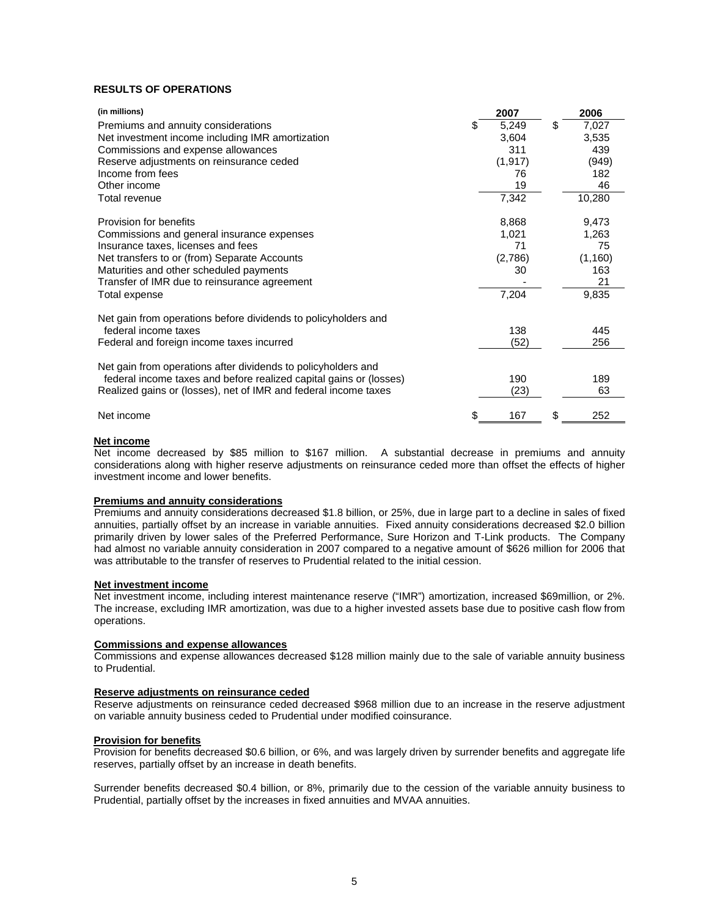**RESULTS OF OPERATIONS**

| (in millions) | 2007 | 2006 |
|---|---|---|
| Premiums and annuity considerations | $ 5,249 | $ 7,027 |
| Net investment income including IMR amortization | 3,604 | 3,535 |
| Commissions and expense allowances | 311 | 439 |
| Reserve adjustments on reinsurance ceded | (1,917) | (949) |
| Income from fees | 76 | 182 |
| Other income | 19 | 46 |
| Total revenue | 7,342 | 10,280 |
| | | |
| Provision for benefits | 8,868 | 9,473 |
| Commissions and general insurance expenses | 1,021 | 1,263 |
| Insurance taxes, licenses and fees | 71 | 75 |
| Net transfers to or (from) Separate Accounts | (2,786) | (1,160) |
| Maturities and other scheduled payments | 30 | 163 |
| Transfer of IMR due to reinsurance agreement | - | 21 |
| Total expense | 7,204 | 9,835 |
| | | |
| Net gain from operations before dividends to policyholders and federal income taxes | 138 | 445 |
| Federal and foreign income taxes incurred | (52) | 256 |
| | | |
| Net gain from operations after dividends to policyholders and federal income taxes and before realized capital gains or (losses) | 190 | 189 |
| Realized gains or (losses), net of IMR and federal income taxes | (23) | 63 |
| | | |
| Net income | $ 167 | $ 252 |

**Net income**

Net income decreased by $85 million to $167 million. A substantial decrease in premiums and annuity considerations along with higher reserve adjustments on reinsurance ceded more than offset the effects of higher investment income and lower benefits.

**Premiums and annuity considerations**

Premiums and annuity considerations decreased $1.8 billion, or 25%, due in large part to a decline in sales of fixed annuities, partially offset by an increase in variable annuities. Fixed annuity considerations decreased $2.0 billion primarily driven by lower sales of the Preferred Performance, Sure Horizon and T-Link products. The Company had almost no variable annuity consideration in 2007 compared to a negative amount of $626 million for 2006 that was attributable to the transfer of reserves to Prudential related to the initial cession.

**Net investment income**

Net investment income, including interest maintenance reserve ("IMR") amortization, increased $69million, or 2%. The increase, excluding IMR amortization, was due to a higher invested assets base due to positive cash flow from operations.

**Commissions and expense allowances**

Commissions and expense allowances decreased $128 million mainly due to the sale of variable annuity business to Prudential.

**Reserve adjustments on reinsurance ceded**

Reserve adjustments on reinsurance ceded decreased $968 million due to an increase in the reserve adjustment on variable annuity business ceded to Prudential under modified coinsurance.

**Provision for benefits**

Provision for benefits decreased $0.6 billion, or 6%, and was largely driven by surrender benefits and aggregate life reserves, partially offset by an increase in death benefits.

Surrender benefits decreased $0.4 billion, or 8%, primarily due to the cession of the variable annuity business to Prudential, partially offset by the increases in fixed annuities and MVAA annuities.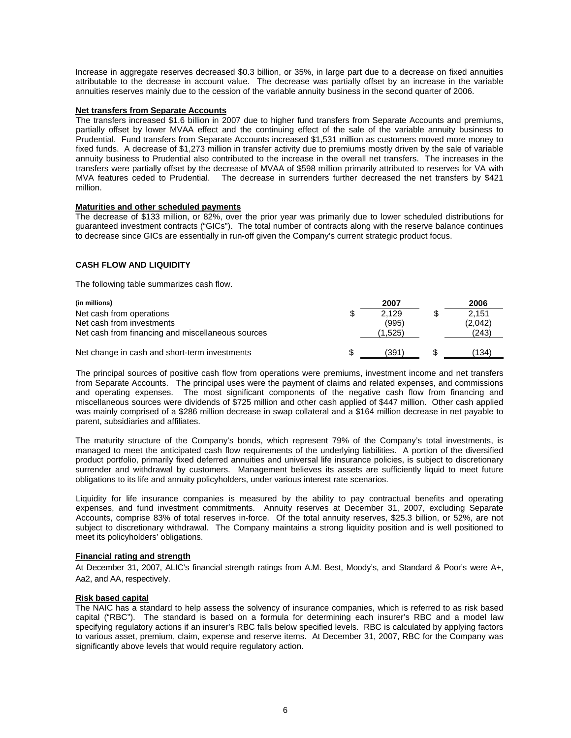Increase in aggregate reserves decreased $0.3 billion, or 35%, in large part due to a decrease on fixed annuities attributable to the decrease in account value. The decrease was partially offset by an increase in the variable annuities reserves mainly due to the cession of the variable annuity business in the second quarter of 2006.

**Net transfers from Separate Accounts**

The transfers increased $1.6 billion in 2007 due to higher fund transfers from Separate Accounts and premiums, partially offset by lower MVAA effect and the continuing effect of the sale of the variable annuity business to Prudential. Fund transfers from Separate Accounts increased $1,531 million as customers moved more money to fixed funds. A decrease of $1,273 million in transfer activity due to premiums mostly driven by the sale of variable annuity business to Prudential also contributed to the increase in the overall net transfers. The increases in the transfers were partially offset by the decrease of MVAA of $598 million primarily attributed to reserves for VA with MVA features ceded to Prudential. The decrease in surrenders further decreased the net transfers by $421 million.

**Maturities and other scheduled payments**

The decrease of $133 million, or 82%, over the prior year was primarily due to lower scheduled distributions for guaranteed investment contracts ("GICs"). The total number of contracts along with the reserve balance continues to decrease since GICs are essentially in run-off given the Company's current strategic product focus.

## CASH FLOW AND LIQUIDITY

The following table summarizes cash flow.

| (in millions) | 2007 | 2006 |
|---|---|---|
| Net cash from operations | $ 2,129 | $ 2,151 |
| Net cash from investments | (995) | (2,042) |
| Net cash from financing and miscellaneous sources | (1,525) | (243) |
| Net change in cash and short-term investments | $ (391) | $ (134) |

The principal sources of positive cash flow from operations were premiums, investment income and net transfers from Separate Accounts. The principal uses were the payment of claims and related expenses, and commissions and operating expenses. The most significant components of the negative cash flow from financing and miscellaneous sources were dividends of $725 million and other cash applied of $447 million. Other cash applied was mainly comprised of a $286 million decrease in swap collateral and a $164 million decrease in net payable to parent, subsidiaries and affiliates.

The maturity structure of the Company's bonds, which represent 79% of the Company's total investments, is managed to meet the anticipated cash flow requirements of the underlying liabilities. A portion of the diversified product portfolio, primarily fixed deferred annuities and universal life insurance policies, is subject to discretionary surrender and withdrawal by customers. Management believes its assets are sufficiently liquid to meet future obligations to its life and annuity policyholders, under various interest rate scenarios.

Liquidity for life insurance companies is measured by the ability to pay contractual benefits and operating expenses, and fund investment commitments. Annuity reserves at December 31, 2007, excluding Separate Accounts, comprise 83% of total reserves in-force. Of the total annuity reserves, $25.3 billion, or 52%, are not subject to discretionary withdrawal. The Company maintains a strong liquidity position and is well positioned to meet its policyholders' obligations.

**Financial rating and strength**

At December 31, 2007, ALIC's financial strength ratings from A.M. Best, Moody's, and Standard & Poor's were A+, Aa2, and AA, respectively.

**Risk based capital**

The NAIC has a standard to help assess the solvency of insurance companies, which is referred to as risk based capital ("RBC"). The standard is based on a formula for determining each insurer's RBC and a model law specifying regulatory actions if an insurer's RBC falls below specified levels. RBC is calculated by applying factors to various asset, premium, claim, expense and reserve items. At December 31, 2007, RBC for the Company was significantly above levels that would require regulatory action.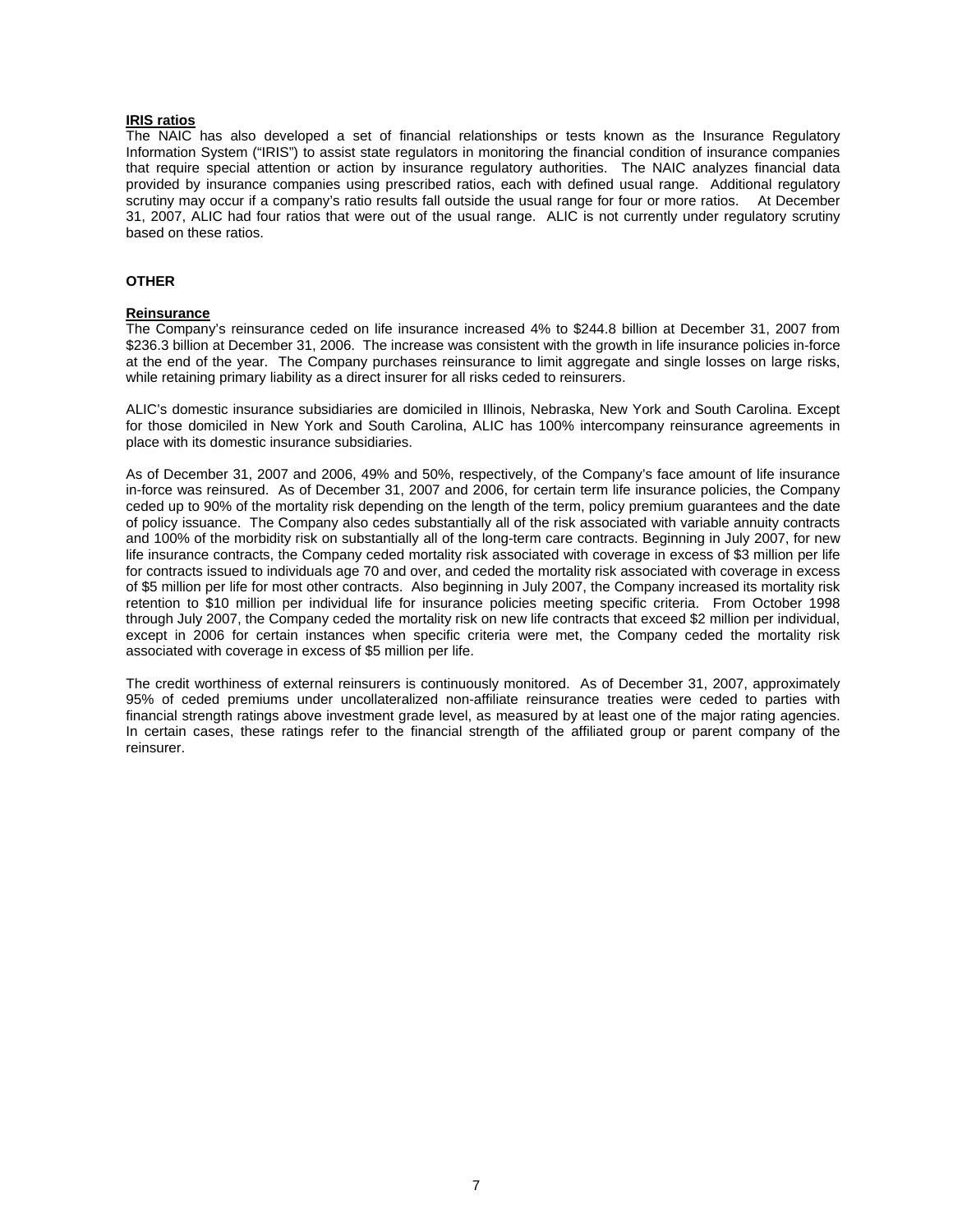**IRIS ratios**

The NAIC has also developed a set of financial relationships or tests known as the Insurance Regulatory Information System ("IRIS") to assist state regulators in monitoring the financial condition of insurance companies that require special attention or action by insurance regulatory authorities. The NAIC analyzes financial data provided by insurance companies using prescribed ratios, each with defined usual range. Additional regulatory scrutiny may occur if a company's ratio results fall outside the usual range for four or more ratios. At December 31, 2007, ALIC had four ratios that were out of the usual range. ALIC is not currently under regulatory scrutiny based on these ratios.

**OTHER**

**Reinsurance**

The Company's reinsurance ceded on life insurance increased 4% to $244.8 billion at December 31, 2007 from $236.3 billion at December 31, 2006. The increase was consistent with the growth in life insurance policies in-force at the end of the year. The Company purchases reinsurance to limit aggregate and single losses on large risks, while retaining primary liability as a direct insurer for all risks ceded to reinsurers.

ALIC's domestic insurance subsidiaries are domiciled in Illinois, Nebraska, New York and South Carolina. Except for those domiciled in New York and South Carolina, ALIC has 100% intercompany reinsurance agreements in place with its domestic insurance subsidiaries.

As of December 31, 2007 and 2006, 49% and 50%, respectively, of the Company's face amount of life insurance in-force was reinsured. As of December 31, 2007 and 2006, for certain term life insurance policies, the Company ceded up to 90% of the mortality risk depending on the length of the term, policy premium guarantees and the date of policy issuance. The Company also cedes substantially all of the risk associated with variable annuity contracts and 100% of the morbidity risk on substantially all of the long-term care contracts. Beginning in July 2007, for new life insurance contracts, the Company ceded mortality risk associated with coverage in excess of $3 million per life for contracts issued to individuals age 70 and over, and ceded the mortality risk associated with coverage in excess of $5 million per life for most other contracts. Also beginning in July 2007, the Company increased its mortality risk retention to $10 million per individual life for insurance policies meeting specific criteria. From October 1998 through July 2007, the Company ceded the mortality risk on new life contracts that exceed $2 million per individual, except in 2006 for certain instances when specific criteria were met, the Company ceded the mortality risk associated with coverage in excess of $5 million per life.

The credit worthiness of external reinsurers is continuously monitored. As of December 31, 2007, approximately 95% of ceded premiums under uncollateralized non-affiliate reinsurance treaties were ceded to parties with financial strength ratings above investment grade level, as measured by at least one of the major rating agencies. In certain cases, these ratings refer to the financial strength of the affiliated group or parent company of the reinsurer.